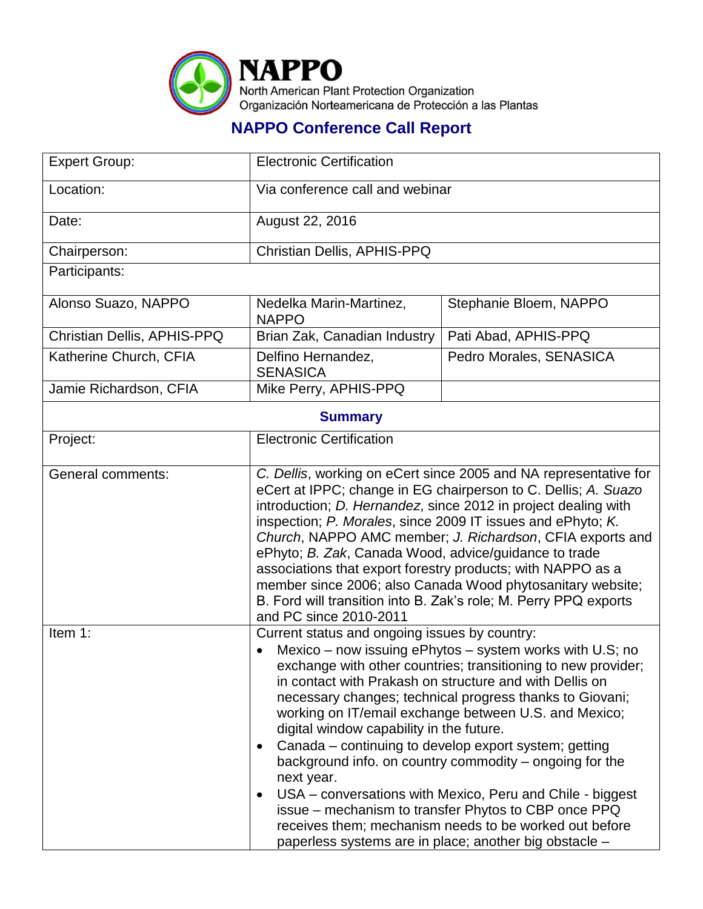# NAPPO

North American Plant Protection Organization
Organización Norteamericana de Protección a las Plantas

## NAPPO Conference Call Report

| Expert Group: | Electronic Certification | |
|---|---|---|
| Location: | Via conference call and webinar | |
| Date: | August 22, 2016 | |
| Chairperson: | Christian Dellis, APHIS-PPQ | |
| Participants: | | |
| Alonso Suazo, NAPPO | Nedelka Marin-Martinez, NAPPO | Stephanie Bloem, NAPPO |
| Christian Dellis, APHIS-PPQ | Brian Zak, Canadian Industry | Pati Abad, APHIS-PPQ |
| Katherine Church, CFIA | Delfino Hernandez, SENASICA | Pedro Morales, SENASICA |
| Jamie Richardson, CFIA | Mike Perry, APHIS-PPQ | |

### Summary

| | |
|---|---|
| Project: | Electronic Certification |
| General comments: | *C. Dellis*, working on eCert since 2005 and NA representative for eCert at IPPC; change in EG chairperson to C. Dellis; *A. Suazo* introduction; *D. Hernandez*, since 2012 in project dealing with inspection; *P. Morales*, since 2009 IT issues and ePhyto; *K. Church*, NAPPO AMC member; *J. Richardson*, CFIA exports and ePhyto; *B. Zak*, Canada Wood, advice/guidance to trade associations that export forestry products; with NAPPO as a member since 2006; also Canada Wood phytosanitary website; B. Ford will transition into B. Zak's role; M. Perry PPQ exports and PC since 2010-2011 |
| Item 1: | Current status and ongoing issues by country:<br>• Mexico – now issuing ePhytos – system works with U.S; no exchange with other countries; transitioning to new provider; in contact with Prakash on structure and with Dellis on necessary changes; technical progress thanks to Giovani; working on IT/email exchange between U.S. and Mexico; digital window capability in the future.<br>• Canada – continuing to develop export system; getting background info. on country commodity – ongoing for the next year.<br>• USA – conversations with Mexico, Peru and Chile - biggest issue – mechanism to transfer Phytos to CBP once PPQ receives them; mechanism needs to be worked out before paperless systems are in place; another big obstacle – |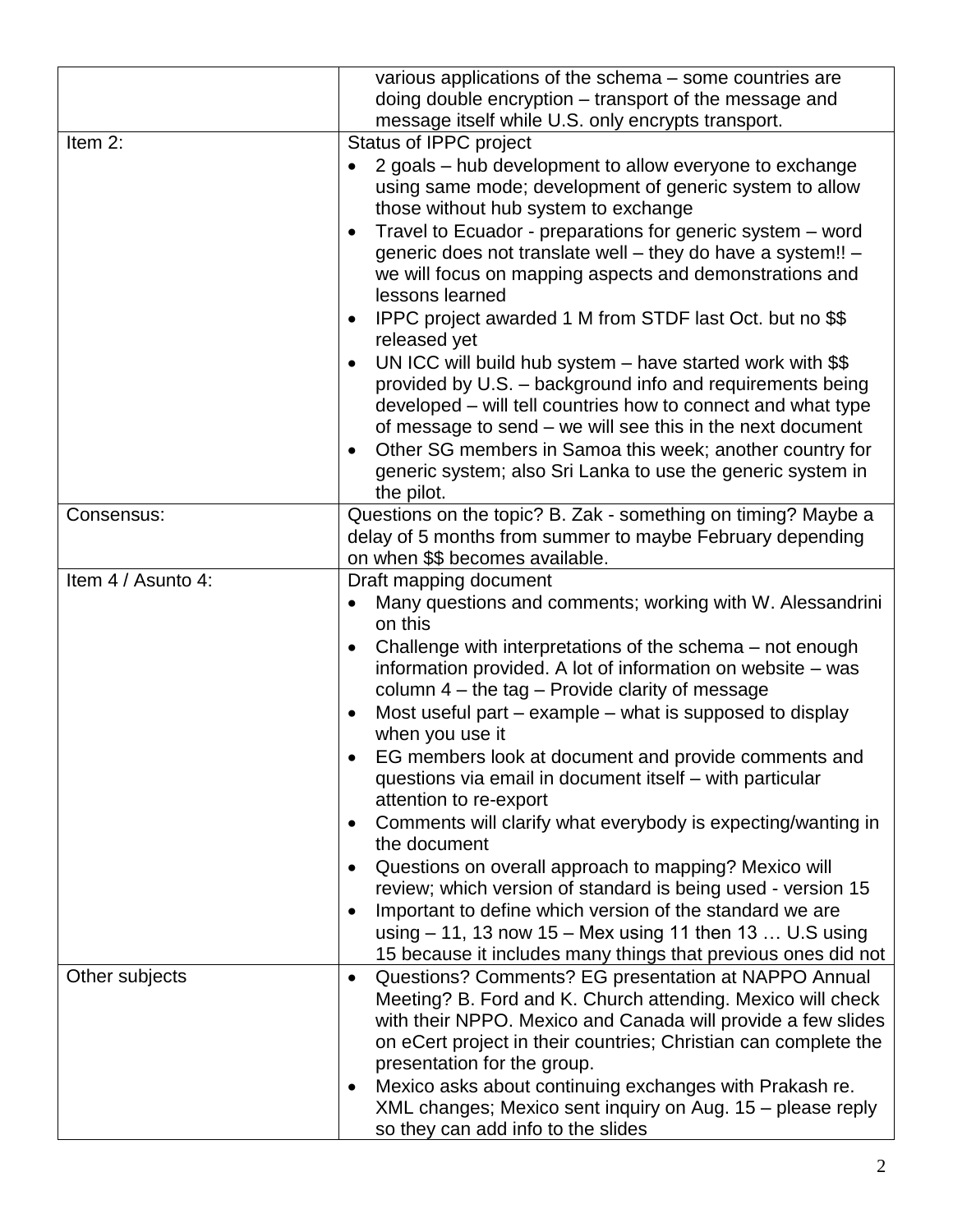| | |
|---|---|
| | various applications of the schema – some countries are doing double encryption – transport of the message and message itself while U.S. only encrypts transport. |
| Item 2: | Status of IPPC project<br>• 2 goals – hub development to allow everyone to exchange using same mode; development of generic system to allow those without hub system to exchange<br>• Travel to Ecuador - preparations for generic system – word generic does not translate well – they do have a system!! – we will focus on mapping aspects and demonstrations and lessons learned<br>• IPPC project awarded 1 M from STDF last Oct. but no $$ released yet<br>• UN ICC will build hub system – have started work with $$ provided by U.S. – background info and requirements being developed – will tell countries how to connect and what type of message to send – we will see this in the next document<br>• Other SG members in Samoa this week; another country for generic system; also Sri Lanka to use the generic system in the pilot. |
| Consensus: | Questions on the topic? B. Zak - something on timing? Maybe a delay of 5 months from summer to maybe February depending on when $$ becomes available. |
| Item 4 / Asunto 4: | Draft mapping document<br>• Many questions and comments; working with W. Alessandrini on this<br>• Challenge with interpretations of the schema – not enough information provided. A lot of information on website – was column 4 – the tag – Provide clarity of message<br>• Most useful part – example – what is supposed to display when you use it<br>• EG members look at document and provide comments and questions via email in document itself – with particular attention to re-export<br>• Comments will clarify what everybody is expecting/wanting in the document<br>• Questions on overall approach to mapping? Mexico will review; which version of standard is being used - version 15<br>• Important to define which version of the standard we are using – 11, 13 now 15 – Mex using 11 then 13 … U.S using 15 because it includes many things that previous ones did not |
| Other subjects | • Questions? Comments? EG presentation at NAPPO Annual Meeting? B. Ford and K. Church attending. Mexico will check with their NPPO. Mexico and Canada will provide a few slides on eCert project in their countries; Christian can complete the presentation for the group.<br>• Mexico asks about continuing exchanges with Prakash re. XML changes; Mexico sent inquiry on Aug. 15 – please reply so they can add info to the slides |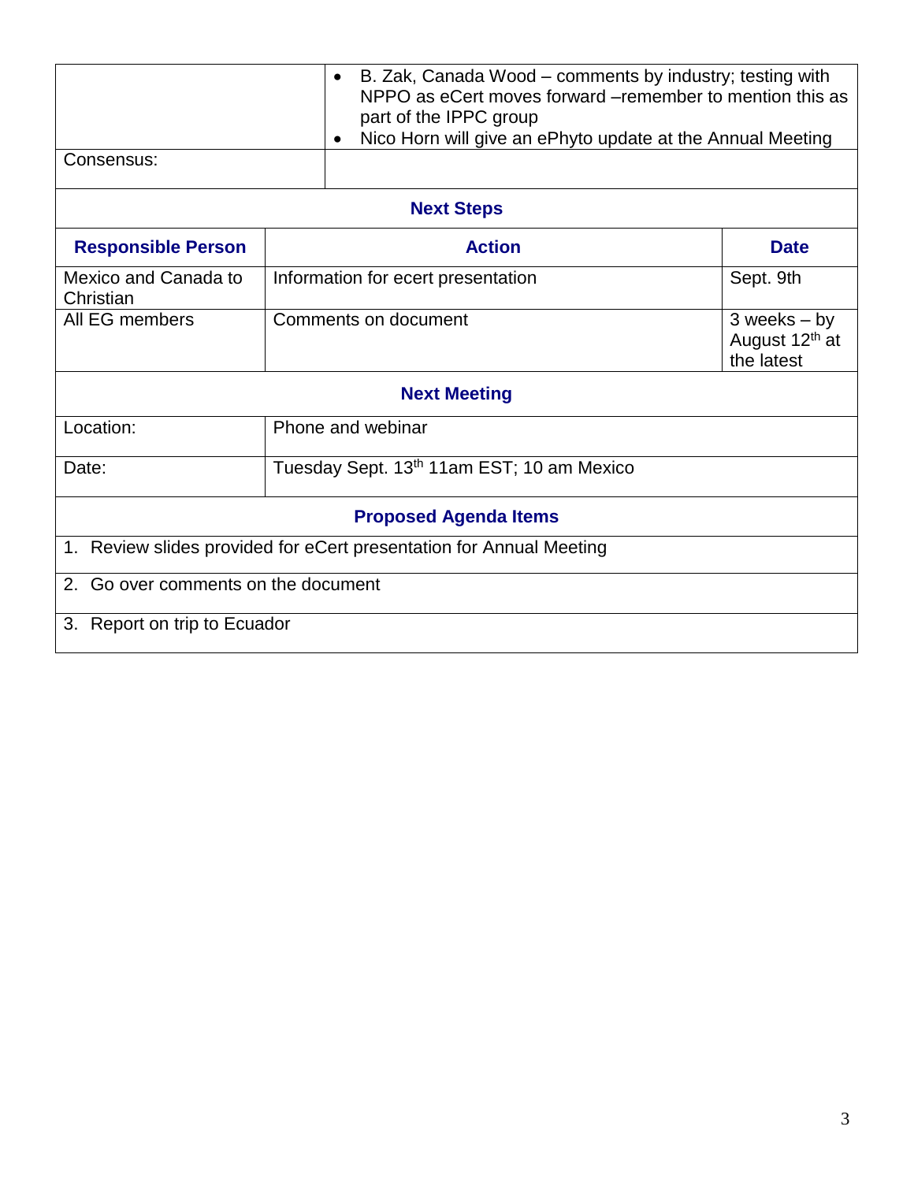| | |
|---|---|
| | • B. Zak, Canada Wood – comments by industry; testing with NPPO as eCert moves forward –remember to mention this as part of the IPPC group<br>• Nico Horn will give an ePhyto update at the Annual Meeting |
| Consensus: | |

**Next Steps**

| Responsible Person | Action | Date |
|---|---|---|
| Mexico and Canada to Christian | Information for ecert presentation | Sept. 9th |
| All EG members | Comments on document | 3 weeks – by August 12th at the latest |

**Next Meeting**

| | |
|---|---|
| Location: | Phone and webinar |
| Date: | Tuesday Sept. 13th 11am EST; 10 am Mexico |

**Proposed Agenda Items**

1. Review slides provided for eCert presentation for Annual Meeting
2. Go over comments on the document
3. Report on trip to Ecuador